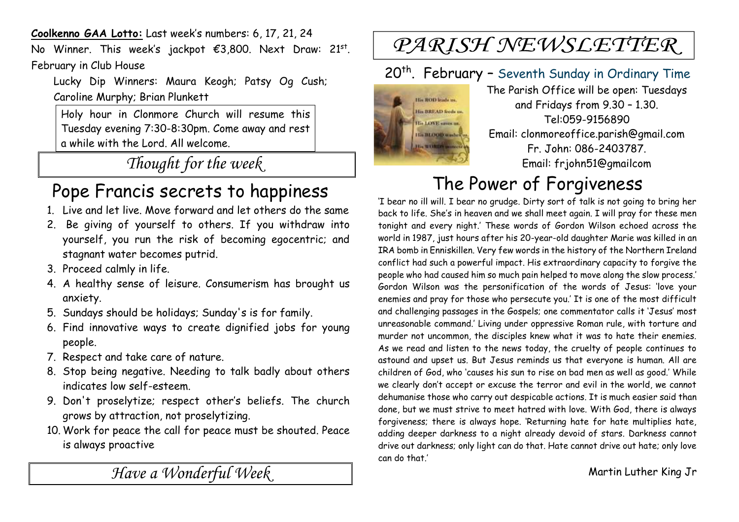**Coolkenno GAA Lotto:** Last week's numbers: 6, 17, 21, 24

No Winner. This week's jackpot €3,800. Next Draw: 21st. February in Club House

Lucky Dip Winners: Maura Keogh; Patsy Og Cush; Caroline Murphy; Brian Plunkett

Holy hour in Clonmore Church will resume this Tuesday evening 7:30-8:30pm. Come away and rest a while with the Lord. All welcome.

*Thought for the week*

## Pope Francis secrets to happiness

1. Live and let live. Move forward and let others do the same
2. Be giving of yourself to others. If you withdraw into yourself, you run the risk of becoming egocentric; and stagnant water becomes putrid.
3. Proceed calmly in life.
4. A healthy sense of leisure. Consumerism has brought us anxiety.
5. Sundays should be holidays; Sunday's is for family.
6. Find innovative ways to create dignified jobs for young people.
7. Respect and take care of nature.
8. Stop being negative. Needing to talk badly about others indicates low self-esteem.
9. Don't proselytize; respect other's beliefs. The church grows by attraction, not proselytizing.
10. Work for peace the call for peace must be shouted. Peace is always proactive

*Have a Wonderful Week*

# PARISH NEWSLETTER

20th. February – Seventh Sunday in Ordinary Time

The Parish Office will be open: Tuesdays and Fridays from 9.30 – 1.30.
Tel:059-9156890
Email: clonmoreoffice.parish@gmail.com
Fr. John: 086-2403787.
Email: frjohn51@gmailcom

## The Power of Forgiveness

'I bear no ill will. I bear no grudge. Dirty sort of talk is not going to bring her back to life. She's in heaven and we shall meet again. I will pray for these men tonight and every night.' These words of Gordon Wilson echoed across the world in 1987, just hours after his 20-year-old daughter Marie was killed in an IRA bomb in Enniskillen. Very few words in the history of the Northern Ireland conflict had such a powerful impact. His extraordinary capacity to forgive the people who had caused him so much pain helped to move along the slow process.' Gordon Wilson was the personification of the words of Jesus: 'love your enemies and pray for those who persecute you.' It is one of the most difficult and challenging passages in the Gospels; one commentator calls it 'Jesus' most unreasonable command.' Living under oppressive Roman rule, with torture and murder not uncommon, the disciples knew what it was to hate their enemies. As we read and listen to the news today, the cruelty of people continues to astound and upset us. But Jesus reminds us that everyone is human. All are children of God, who 'causes his sun to rise on bad men as well as good.' While we clearly don't accept or excuse the terror and evil in the world, we cannot dehumanise those who carry out despicable actions. It is much easier said than done, but we must strive to meet hatred with love. With God, there is always forgiveness; there is always hope. 'Returning hate for hate multiplies hate, adding deeper darkness to a night already devoid of stars. Darkness cannot drive out darkness; only light can do that. Hate cannot drive out hate; only love can do that.'

Martin Luther King Jr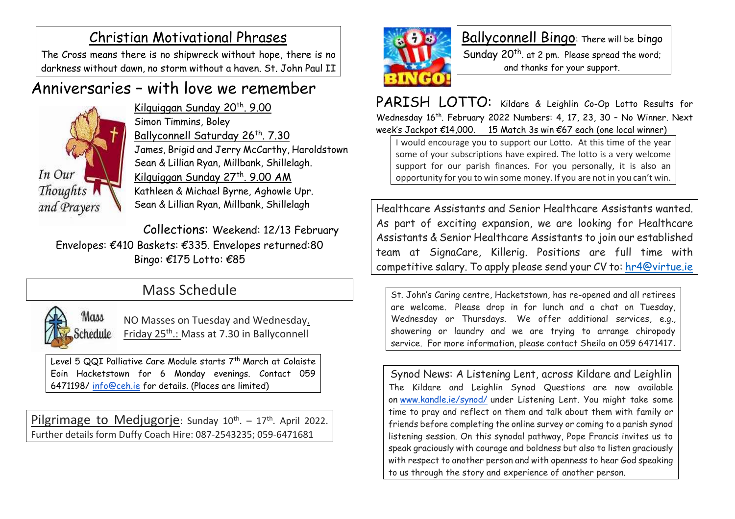## Christian Motivational Phrases

The Cross means there is no shipwreck without hope, there is no darkness without dawn, no storm without a haven. St. John Paul II

## Anniversaries – with love we remember

In Our Thoughts and Prayers

Kilquiggan Sunday 20th. 9.00
Simon Timmins, Boley

Ballyconnell Saturday 26th. 7.30
James, Brigid and Jerry McCarthy, Haroldstown
Sean & Lillian Ryan, Millbank, Shillelagh.

Kilquiggan Sunday 27th. 9.00 AM
Kathleen & Michael Byrne, Aghowle Upr.
Sean & Lillian Ryan, Millbank, Shillelagh

**Collections:** Weekend: 12/13 February
Envelopes: €410 Baskets: €335. Envelopes returned:80
Bingo: €175 Lotto: €85

## Mass Schedule

NO Masses on Tuesday and Wednesday.
Friday 25th.: Mass at 7.30 in Ballyconnell

Level 5 QQI Palliative Care Module starts 7th March at Colaiste Eoin Hacketstown for 6 Monday evenings. Contact 059 6471198/ info@ceh.ie for details. (Places are limited)

**Pilgrimage to Medjugorje**: Sunday 10th. – 17th. April 2022.
Further details form Duffy Coach Hire: 087-2543235; 059-6471681

**Ballyconnell Bingo**: There will be bingo Sunday 20th. at 2 pm. Please spread the word; and thanks for your support.

**PARISH LOTTO:** Kildare & Leighlin Co-Op Lotto Results for Wednesday 16th. February 2022 Numbers: 4, 17, 23, 30 – No Winner. Next week's Jackpot €14,000. 15 Match 3s win €67 each (one local winner)

I would encourage you to support our Lotto. At this time of the year some of your subscriptions have expired. The lotto is a very welcome support for our parish finances. For you personally, it is also an opportunity for you to win some money. If you are not in you can't win.

Healthcare Assistants and Senior Healthcare Assistants wanted. As part of exciting expansion, we are looking for Healthcare Assistants & Senior Healthcare Assistants to join our established team at SignaCare, Killerig. Positions are full time with competitive salary. To apply please send your CV to: hr4@virtue.ie

St. John's Caring centre, Hacketstown, has re-opened and all retirees are welcome. Please drop in for lunch and a chat on Tuesday, Wednesday or Thursdays. We offer additional services, e.g., showering or laundry and we are trying to arrange chiropody service. For more information, please contact Sheila on 059 6471417.

**Synod News: A Listening Lent, across Kildare and Leighlin**
The Kildare and Leighlin Synod Questions are now available on www.kandle.ie/synod/ under Listening Lent. You might take some time to pray and reflect on them and talk about them with family or friends before completing the online survey or coming to a parish synod listening session. On this synodal pathway, Pope Francis invites us to speak graciously with courage and boldness but also to listen graciously with respect to another person and with openness to hear God speaking to us through the story and experience of another person.